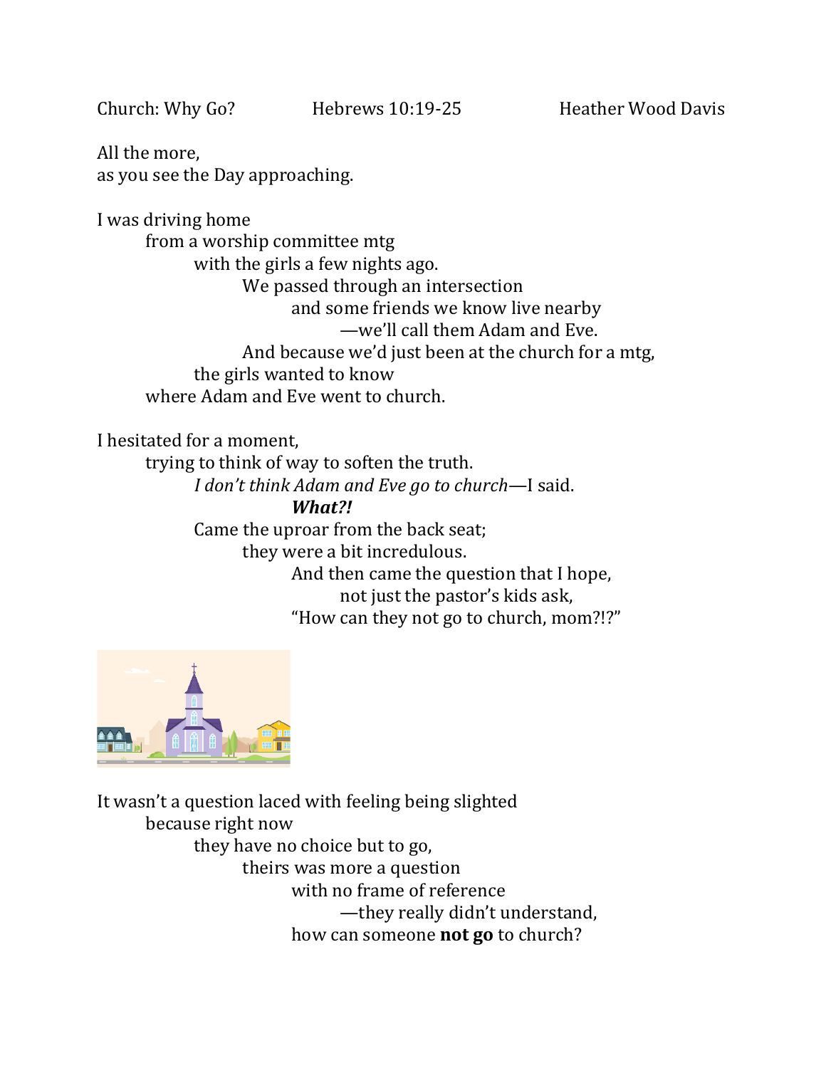Church: Why Go? Hebrews 10:19-25 Heather Wood Davis

All the more,
as you see the Day approaching.

I was driving home
from a worship committee mtg
with the girls a few nights ago.
We passed through an intersection
and some friends we know live nearby
—we'll call them Adam and Eve.
And because we'd just been at the church for a mtg,
the girls wanted to know
where Adam and Eve went to church.

I hesitated for a moment,
trying to think of way to soften the truth.
*I don't think Adam and Eve go to church*—I said.
***What?!***
Came the uproar from the back seat;
they were a bit incredulous.
And then came the question that I hope,
not just the pastor's kids ask,
"How can they not go to church, mom?!?"

It wasn't a question laced with feeling being slighted
because right now
they have no choice but to go,
theirs was more a question
with no frame of reference
—they really didn't understand,
how can someone **not go** to church?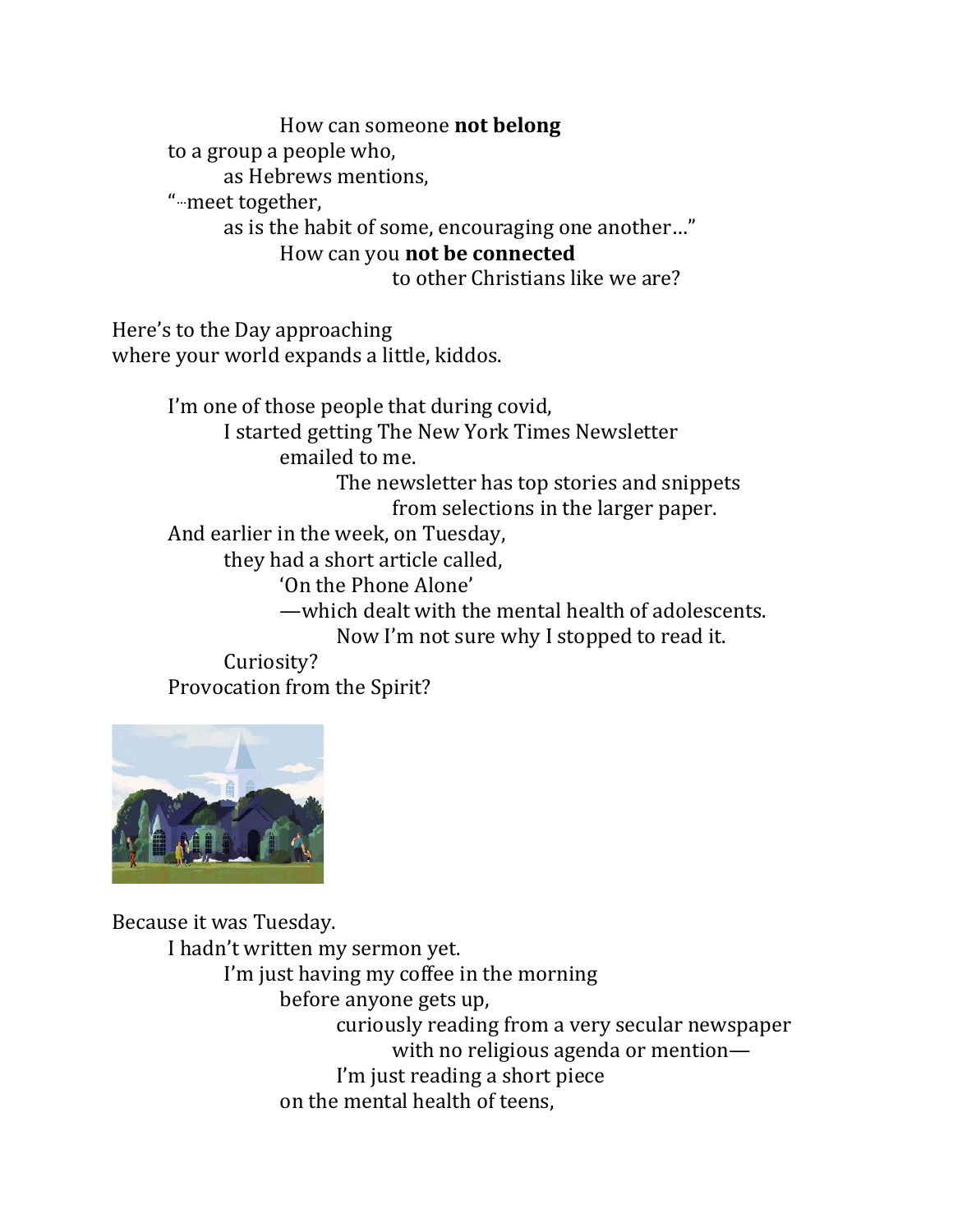How can someone **not belong**
to a group a people who,
as Hebrews mentions,
"...meet together,
as is the habit of some, encouraging one another…"
How can you **not be connected**
to other Christians like we are?

Here's to the Day approaching
where your world expands a little, kiddos.

I'm one of those people that during covid,
I started getting The New York Times Newsletter
emailed to me.
The newsletter has top stories and snippets
from selections in the larger paper.
And earlier in the week, on Tuesday,
they had a short article called,
'On the Phone Alone'
—which dealt with the mental health of adolescents.
Now I'm not sure why I stopped to read it.
Curiosity?
Provocation from the Spirit?

Because it was Tuesday.
I hadn't written my sermon yet.
I'm just having my coffee in the morning
before anyone gets up,
curiously reading from a very secular newspaper
with no religious agenda or mention—
I'm just reading a short piece
on the mental health of teens,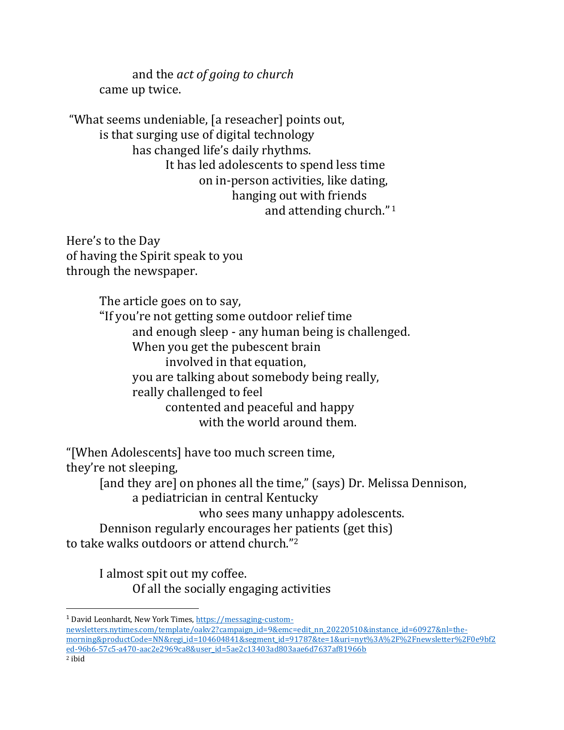and the *act of going to church*
came up twice.

"What seems undeniable, [a reseacher] points out,
is that surging use of digital technology
has changed life's daily rhythms.
It has led adolescents to spend less time
on in-person activities, like dating,
hanging out with friends
and attending church." [1]

Here's to the Day
of having the Spirit speak to you
through the newspaper.

The article goes on to say,
"If you're not getting some outdoor relief time
and enough sleep - any human being is challenged.
When you get the pubescent brain
involved in that equation,
you are talking about somebody being really,
really challenged to feel
contented and peaceful and happy
with the world around them.

"[When Adolescents] have too much screen time,
they're not sleeping,
[and they are] on phones all the time," (says) Dr. Melissa Dennison,
a pediatrician in central Kentucky
who sees many unhappy adolescents.
Dennison regularly encourages her patients (get this)
to take walks outdoors or attend church."[2]

I almost spit out my coffee.
Of all the socially engaging activities

---

[1] David Leonhardt, New York Times, https://messaging-custom-newsletters.nytimes.com/template/oakv2?campaign_id=9&emc=edit_nn_20220510&instance_id=60927&nl=the-morning&productCode=NN&regi_id=104604841&segment_id=91787&te=1&uri=nyt%3A%2F%2Fnewsletter%2F0e9bf2ed-96b6-57c5-a470-aac2e2969ca8&user_id=5ae2c13403ad803aae6d7637af81966b

[2] ibid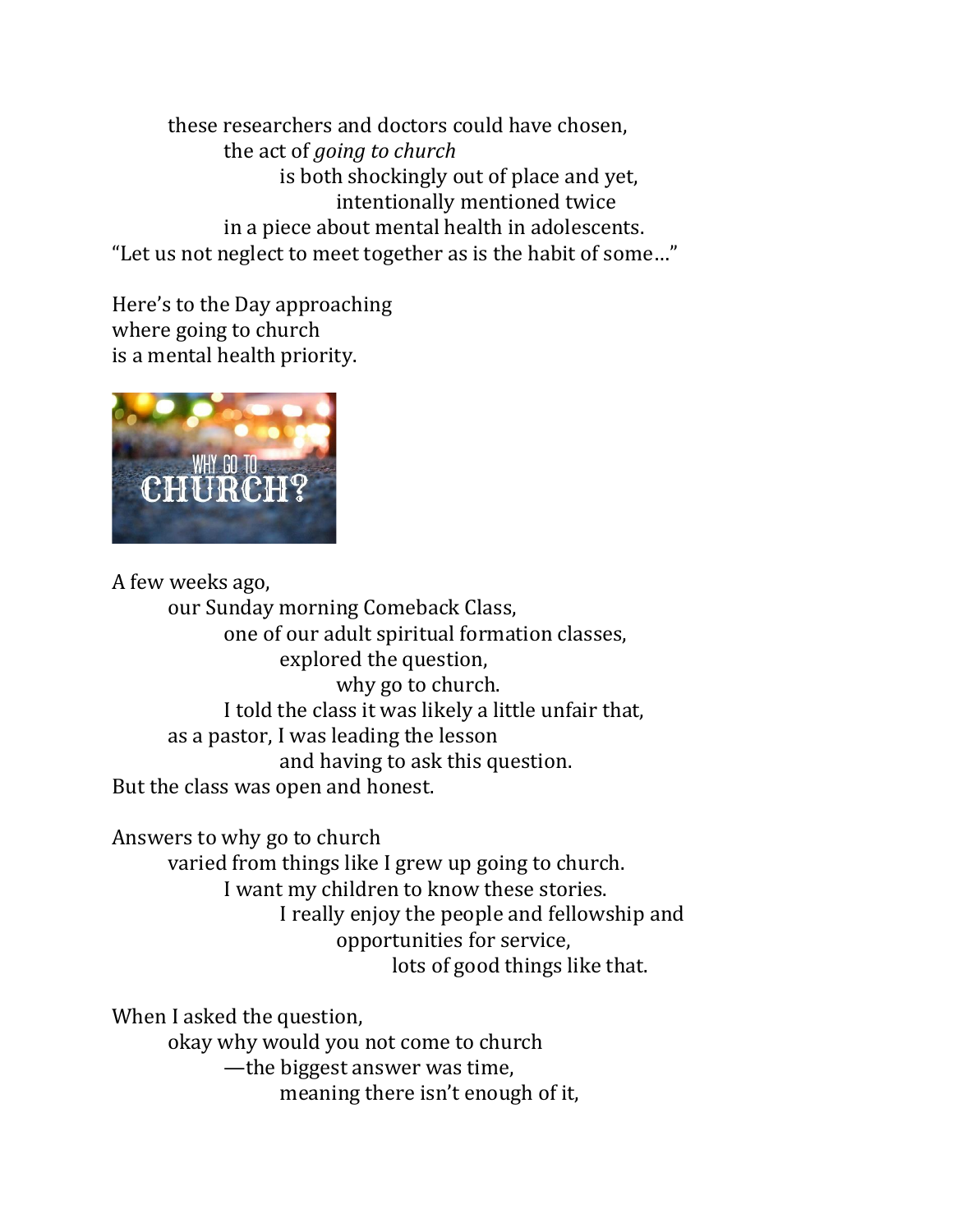these researchers and doctors could have chosen,
the act of *going to church*
is both shockingly out of place and yet,
intentionally mentioned twice
in a piece about mental health in adolescents.
"Let us not neglect to meet together as is the habit of some…"

Here's to the Day approaching
where going to church
is a mental health priority.

A few weeks ago,
our Sunday morning Comeback Class,
one of our adult spiritual formation classes,
explored the question,
why go to church.
I told the class it was likely a little unfair that,
as a pastor, I was leading the lesson
and having to ask this question.
But the class was open and honest.

Answers to why go to church
varied from things like I grew up going to church.
I want my children to know these stories.
I really enjoy the people and fellowship and
opportunities for service,
lots of good things like that.

When I asked the question,
okay why would you not come to church
—the biggest answer was time,
meaning there isn't enough of it,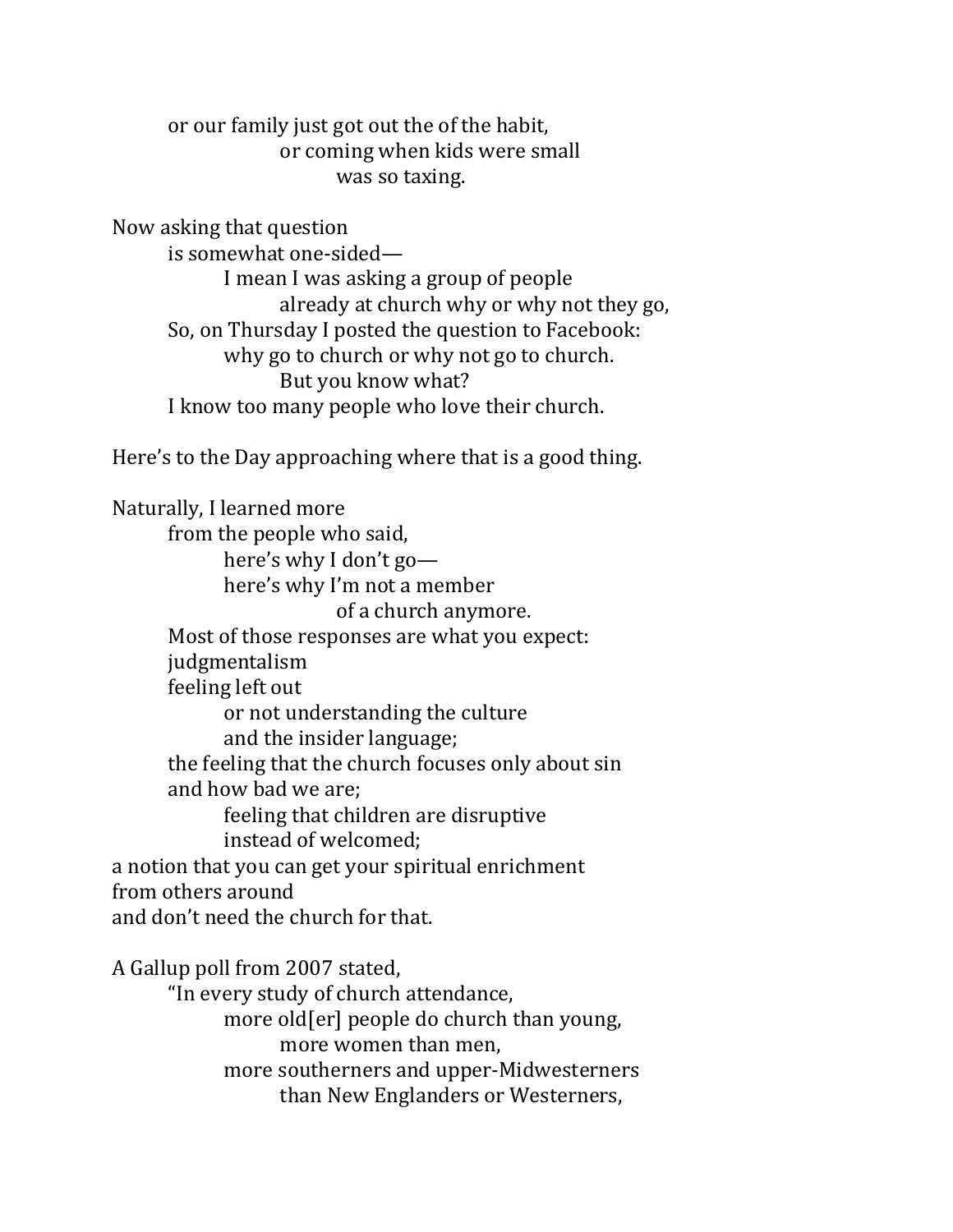or our family just got out the of the habit,
or coming when kids were small
was so taxing.

Now asking that question
is somewhat one-sided—
I mean I was asking a group of people
already at church why or why not they go,
So, on Thursday I posted the question to Facebook:
why go to church or why not go to church.
But you know what?
I know too many people who love their church.

Here's to the Day approaching where that is a good thing.

Naturally, I learned more
from the people who said,
here's why I don't go—
here's why I'm not a member
of a church anymore.
Most of those responses are what you expect:
judgmentalism
feeling left out
or not understanding the culture
and the insider language;
the feeling that the church focuses only about sin
and how bad we are;
feeling that children are disruptive
instead of welcomed;
a notion that you can get your spiritual enrichment
from others around
and don't need the church for that.

A Gallup poll from 2007 stated,
"In every study of church attendance,
more old[er] people do church than young,
more women than men,
more southerners and upper-Midwesterners
than New Englanders or Westerners,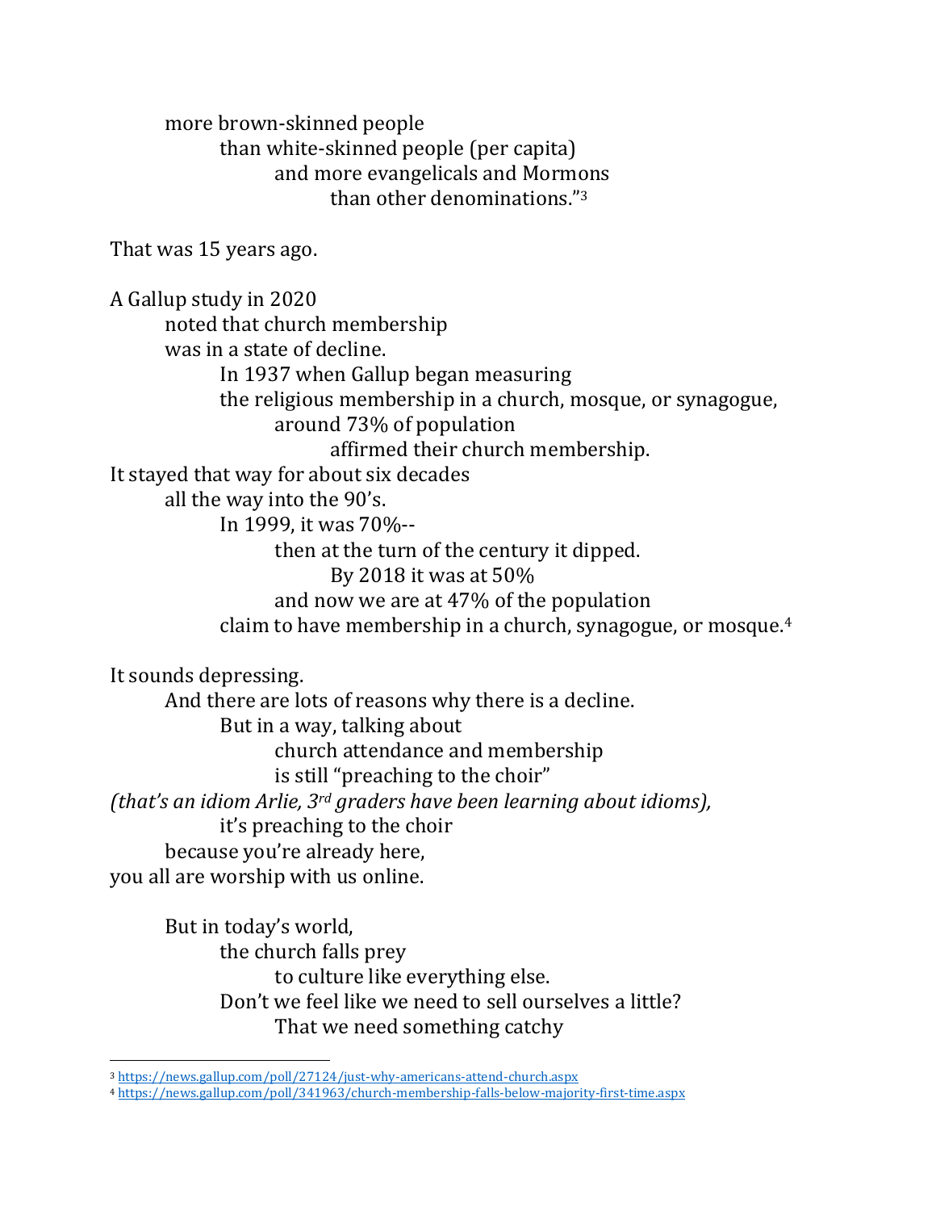more brown-skinned people
than white-skinned people (per capita)
and more evangelicals and Mormons
than other denominations."[3]

That was 15 years ago.

A Gallup study in 2020
noted that church membership
was in a state of decline.
In 1937 when Gallup began measuring
the religious membership in a church, mosque, or synagogue,
around 73% of population
affirmed their church membership.
It stayed that way for about six decades
all the way into the 90's.
In 1999, it was 70%--
then at the turn of the century it dipped.
By 2018 it was at 50%
and now we are at 47% of the population
claim to have membership in a church, synagogue, or mosque.[4]

It sounds depressing.
And there are lots of reasons why there is a decline.
But in a way, talking about
church attendance and membership
is still "preaching to the choir"
*(that's an idiom Arlie, 3rd graders have been learning about idioms),*
it's preaching to the choir
because you're already here,
you all are worship with us online.

But in today's world,
the church falls prey
to culture like everything else.
Don't we feel like we need to sell ourselves a little?
That we need something catchy

---

[3] https://news.gallup.com/poll/27124/just-why-americans-attend-church.aspx

[4] https://news.gallup.com/poll/341963/church-membership-falls-below-majority-first-time.aspx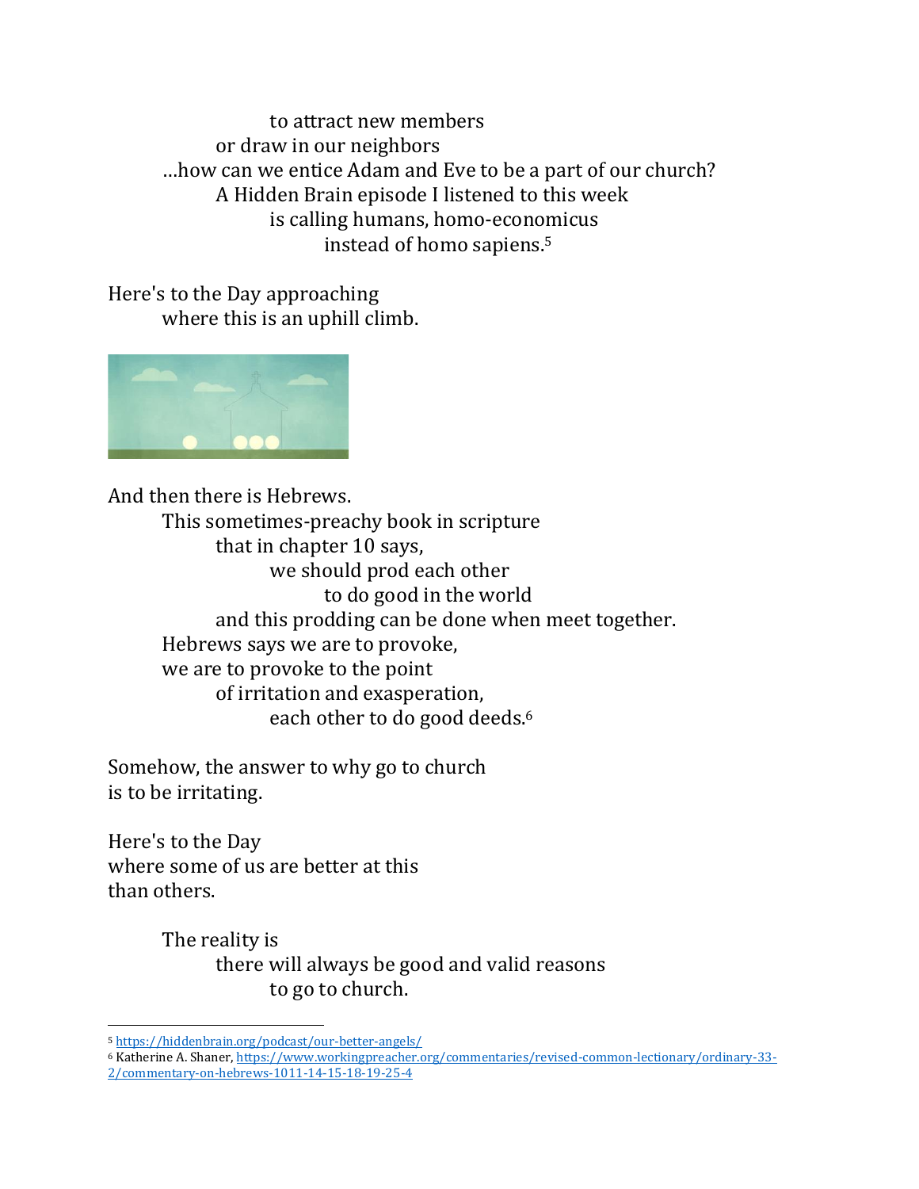to attract new members
or draw in our neighbors
…how can we entice Adam and Eve to be a part of our church?
A Hidden Brain episode I listened to this week
is calling humans, homo-economicus
instead of homo sapiens.[5]

Here's to the Day approaching
where this is an uphill climb.

And then there is Hebrews.
This sometimes-preachy book in scripture
that in chapter 10 says,
we should prod each other
to do good in the world
and this prodding can be done when meet together.
Hebrews says we are to provoke,
we are to provoke to the point
of irritation and exasperation,
each other to do good deeds.[6]

Somehow, the answer to why go to church
is to be irritating.

Here's to the Day
where some of us are better at this
than others.

The reality is
there will always be good and valid reasons
to go to church.

---

[5] https://hiddenbrain.org/podcast/our-better-angels/

[6] Katherine A. Shaner, https://www.workingpreacher.org/commentaries/revised-common-lectionary/ordinary-33-2/commentary-on-hebrews-1011-14-15-18-19-25-4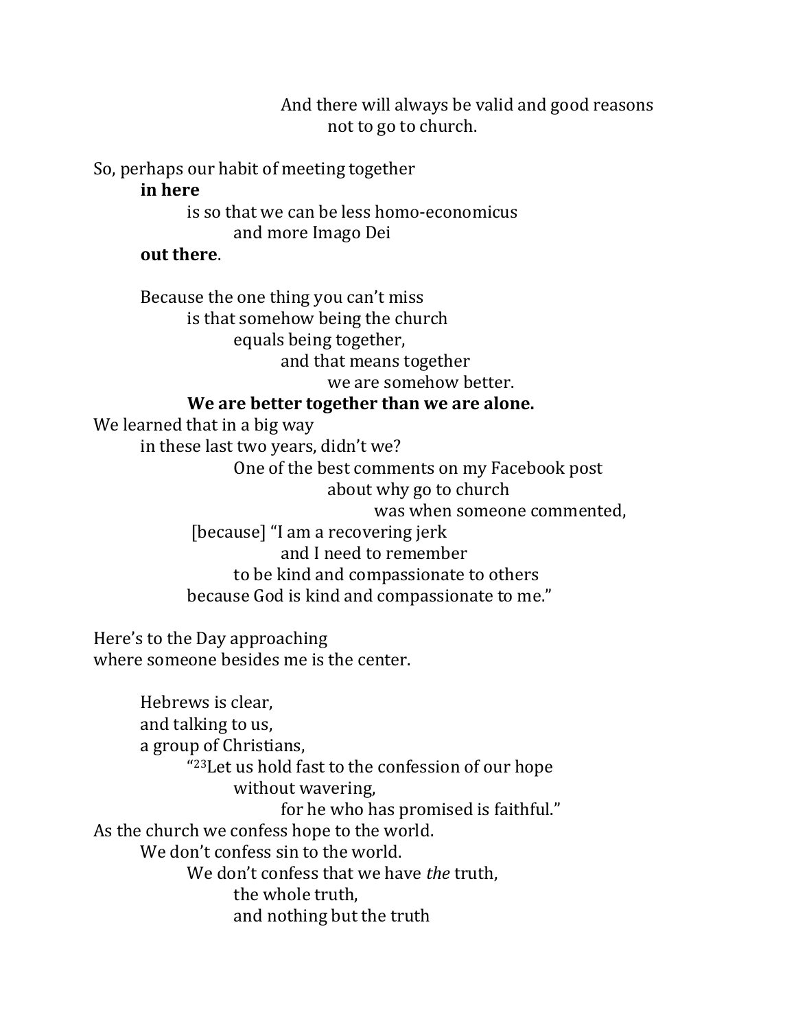And there will always be valid and good reasons
not to go to church.

So, perhaps our habit of meeting together
**in here**
is so that we can be less homo-economicus
and more Imago Dei
**out there**.

Because the one thing you can't miss
is that somehow being the church
equals being together,
and that means together
we are somehow better.
**We are better together than we are alone.**
We learned that in a big way
in these last two years, didn't we?
One of the best comments on my Facebook post
about why go to church
was when someone commented,
[because] "I am a recovering jerk
and I need to remember
to be kind and compassionate to others
because God is kind and compassionate to me."

Here's to the Day approaching
where someone besides me is the center.

Hebrews is clear,
and talking to us,
a group of Christians,
"[23]Let us hold fast to the confession of our hope
without wavering,
for he who has promised is faithful."
As the church we confess hope to the world.
We don't confess sin to the world.
We don't confess that we have *the* truth,
the whole truth,
and nothing but the truth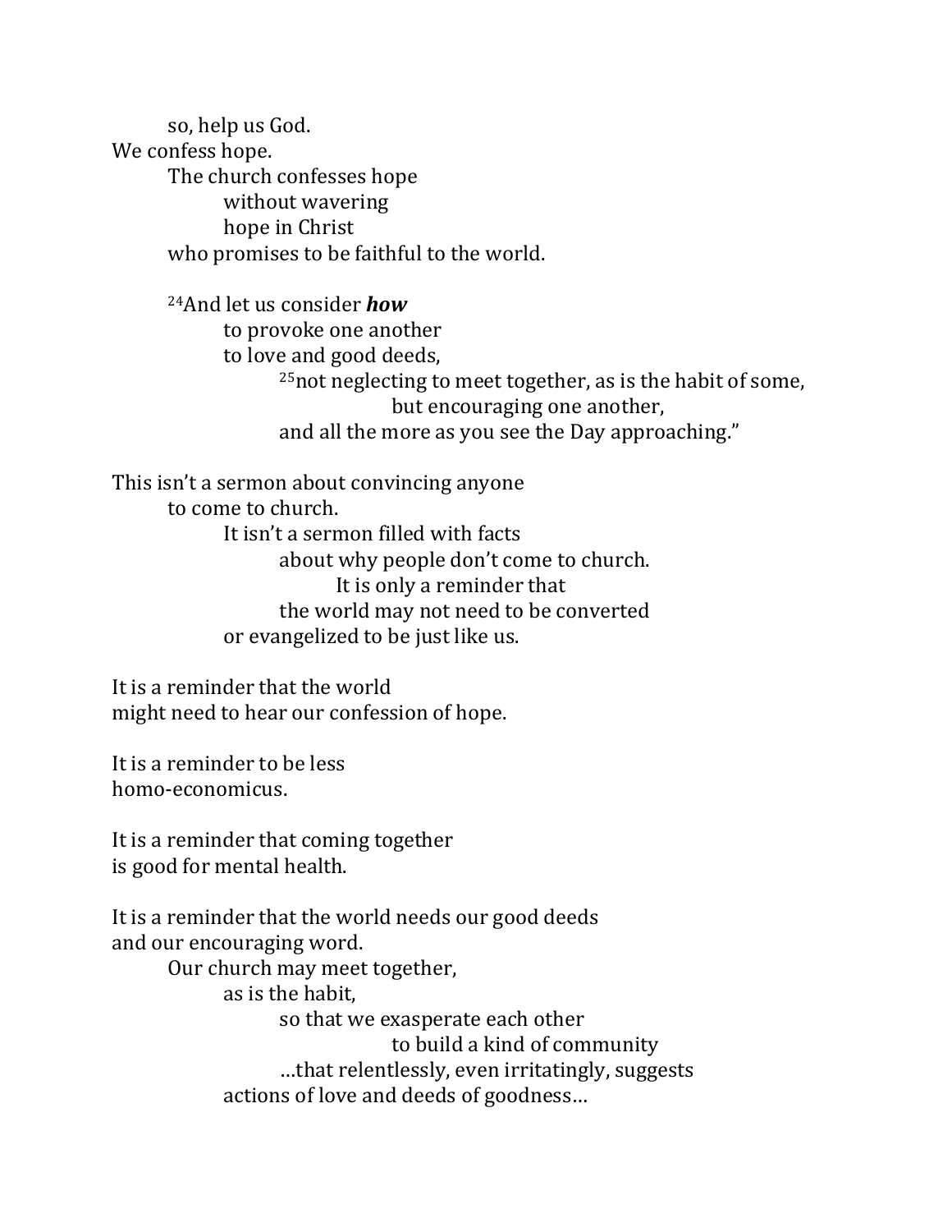so, help us God.

We confess hope.

The church confesses hope

without wavering

hope in Christ

who promises to be faithful to the world.

[24]And let us consider ***how***

to provoke one another

to love and good deeds,

[25]not neglecting to meet together, as is the habit of some,

but encouraging one another,

and all the more as you see the Day approaching."

This isn't a sermon about convincing anyone

to come to church.

It isn't a sermon filled with facts

about why people don't come to church.

It is only a reminder that

the world may not need to be converted

or evangelized to be just like us.

It is a reminder that the world

might need to hear our confession of hope.

It is a reminder to be less

homo-economicus.

It is a reminder that coming together

is good for mental health.

It is a reminder that the world needs our good deeds

and our encouraging word.

Our church may meet together,

as is the habit,

so that we exasperate each other

to build a kind of community

…that relentlessly, even irritatingly, suggests

actions of love and deeds of goodness…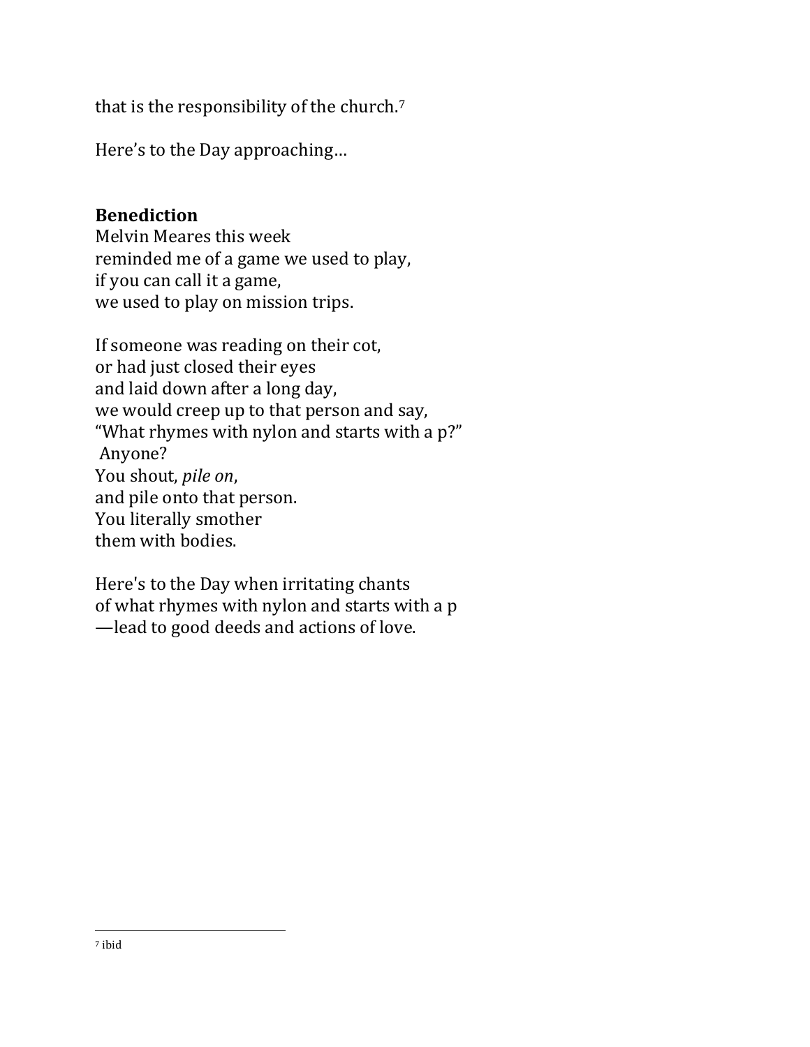that is the responsibility of the church.[7]

Here's to the Day approaching…

**Benediction**

Melvin Meares this week
reminded me of a game we used to play,
if you can call it a game,
we used to play on mission trips.

If someone was reading on their cot,
or had just closed their eyes
and laid down after a long day,
we would creep up to that person and say,
"What rhymes with nylon and starts with a p?"
Anyone?
You shout, *pile on*,
and pile onto that person.
You literally smother
them with bodies.

Here's to the Day when irritating chants
of what rhymes with nylon and starts with a p
—lead to good deeds and actions of love.

---

[7] ibid